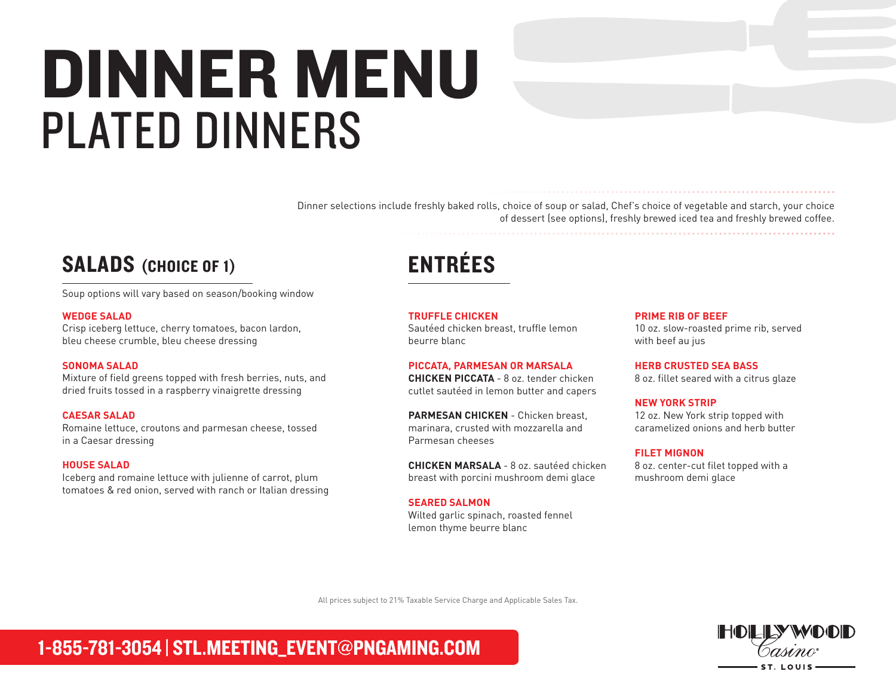# DINNER MENU
## PLATED DINNERS

Dinner selections include freshly baked rolls, choice of soup or salad, Chef's choice of vegetable and starch, your choice of dessert (see options), freshly brewed iced tea and freshly brewed coffee.

## SALADS (CHOICE OF 1)

Soup options will vary based on season/booking window

**WEDGE SALAD**
Crisp iceberg lettuce, cherry tomatoes, bacon lardon, bleu cheese crumble, bleu cheese dressing

**SONOMA SALAD**
Mixture of field greens topped with fresh berries, nuts, and dried fruits tossed in a raspberry vinaigrette dressing

**CAESAR SALAD**
Romaine lettuce, croutons and parmesan cheese, tossed in a Caesar dressing

**HOUSE SALAD**
Iceberg and romaine lettuce with julienne of carrot, plum tomatoes & red onion, served with ranch or Italian dressing

## ENTRÉES

**TRUFFLE CHICKEN**
Sautéed chicken breast, truffle lemon beurre blanc

**PICCATA, PARMESAN OR MARSALA**
**CHICKEN PICCATA** - 8 oz. tender chicken cutlet sautéed in lemon butter and capers

**PARMESAN CHICKEN** - Chicken breast, marinara, crusted with mozzarella and Parmesan cheeses

**CHICKEN MARSALA** - 8 oz. sautéed chicken breast with porcini mushroom demi glace

**SEARED SALMON**
Wilted garlic spinach, roasted fennel lemon thyme beurre blanc

**PRIME RIB OF BEEF**
10 oz. slow-roasted prime rib, served with beef au jus

**HERB CRUSTED SEA BASS**
8 oz. fillet seared with a citrus glaze

**NEW YORK STRIP**
12 oz. New York strip topped with caramelized onions and herb butter

**FILET MIGNON**
8 oz. center-cut filet topped with a mushroom demi glace

All prices subject to 21% Taxable Service Charge and Applicable Sales Tax.

**1-855-781-3054 | STL.MEETING_EVENT@PNGAMING.COM**

HOLLYWOOD Casino ST. LOUIS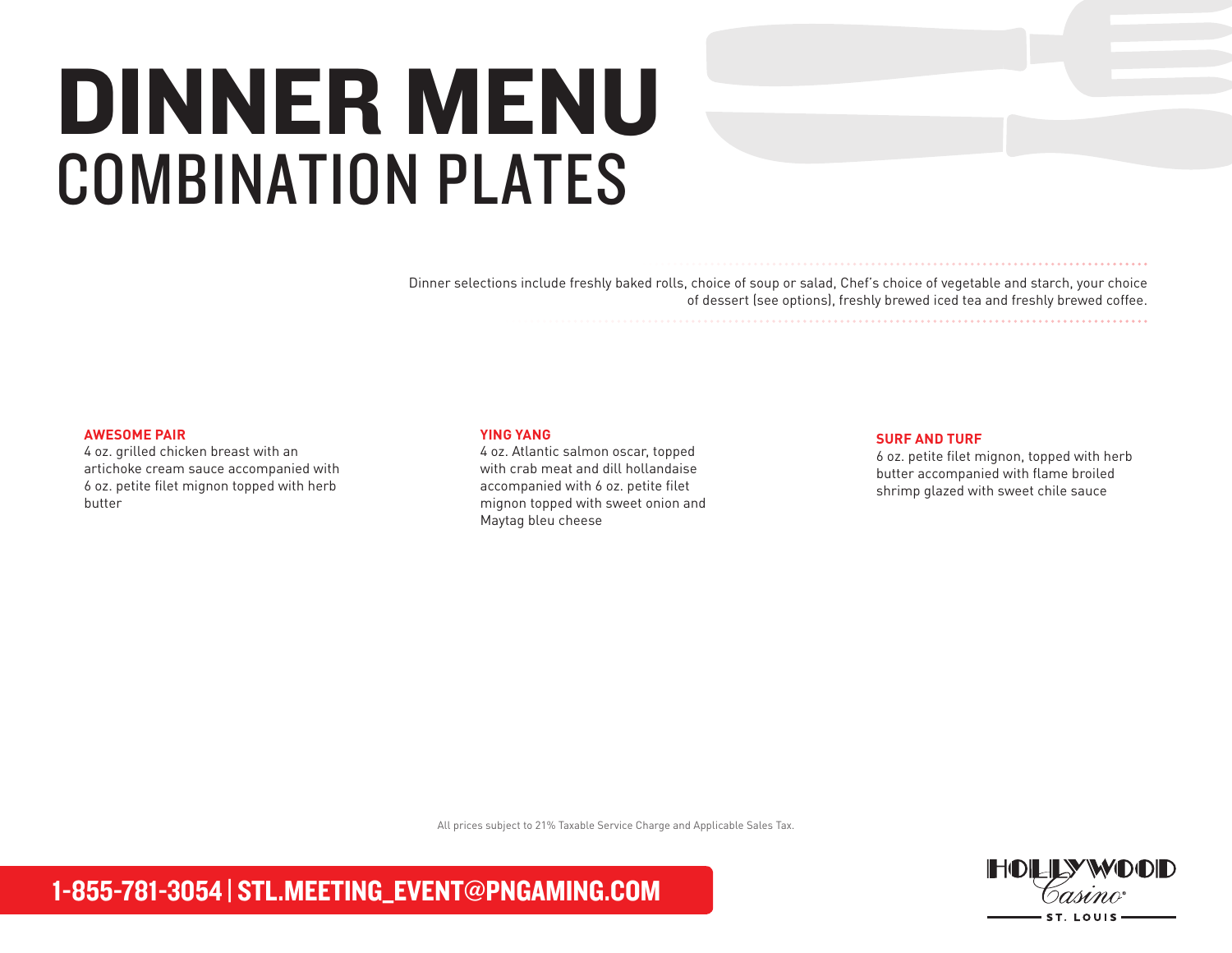# DINNER MENU
## COMBINATION PLATES

Dinner selections include freshly baked rolls, choice of soup or salad, Chef's choice of vegetable and starch, your choice of dessert (see options), freshly brewed iced tea and freshly brewed coffee.

**AWESOME PAIR**
4 oz. grilled chicken breast with an artichoke cream sauce accompanied with 6 oz. petite filet mignon topped with herb butter

**YING YANG**
4 oz. Atlantic salmon oscar, topped with crab meat and dill hollandaise accompanied with 6 oz. petite filet mignon topped with sweet onion and Maytag bleu cheese

**SURF AND TURF**
6 oz. petite filet mignon, topped with herb butter accompanied with flame broiled shrimp glazed with sweet chile sauce

All prices subject to 21% Taxable Service Charge and Applicable Sales Tax.

**1-855-781-3054 | STL.MEETING_EVENT@PNGAMING.COM**

HOLLYWOOD Casino ST. LOUIS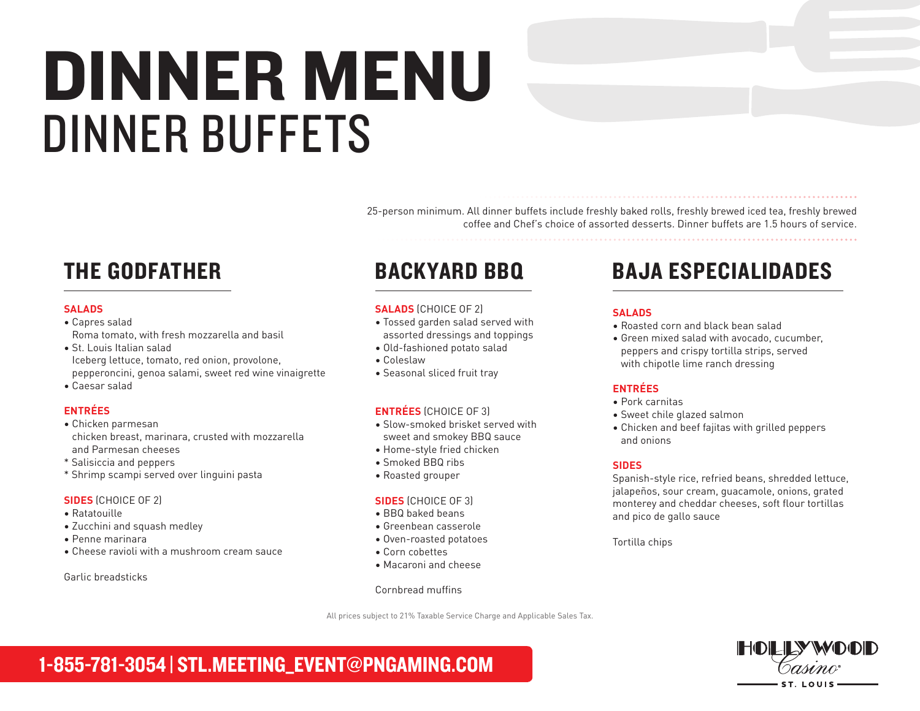# DINNER MENU
## DINNER BUFFETS

25-person minimum. All dinner buffets include freshly baked rolls, freshly brewed iced tea, freshly brewed coffee and Chef's choice of assorted desserts. Dinner buffets are 1.5 hours of service.

### THE GODFATHER

**SALADS**

- Capres salad
  Roma tomato, with fresh mozzarella and basil
- St. Louis Italian salad
  Iceberg lettuce, tomato, red onion, provolone, pepperoncini, genoa salami, sweet red wine vinaigrette
- Caesar salad

**ENTRÉES**

- Chicken parmesan
  chicken breast, marinara, crusted with mozzarella and Parmesan cheeses

\* Salisiccia and peppers
\* Shrimp scampi served over linguini pasta

**SIDES** (CHOICE OF 2)

- Ratatouille
- Zucchini and squash medley
- Penne marinara
- Cheese ravioli with a mushroom cream sauce

Garlic breadsticks

### BACKYARD BBQ

**SALADS** (CHOICE OF 2)

- Tossed garden salad served with assorted dressings and toppings
- Old-fashioned potato salad
- Coleslaw
- Seasonal sliced fruit tray

**ENTRÉES** (CHOICE OF 3)

- Slow-smoked brisket served with sweet and smokey BBQ sauce
- Home-style fried chicken
- Smoked BBQ ribs
- Roasted grouper

**SIDES** (CHOICE OF 3)

- BBQ baked beans
- Greenbean casserole
- Oven-roasted potatoes
- Corn cobettes
- Macaroni and cheese

Cornbread muffins

### BAJA ESPECIALIDADES

**SALADS**

- Roasted corn and black bean salad
- Green mixed salad with avocado, cucumber, peppers and crispy tortilla strips, served with chipotle lime ranch dressing

**ENTRÉES**

- Pork carnitas
- Sweet chile glazed salmon
- Chicken and beef fajitas with grilled peppers and onions

**SIDES**

Spanish-style rice, refried beans, shredded lettuce, jalapeños, sour cream, guacamole, onions, grated monterey and cheddar cheeses, soft flour tortillas and pico de gallo sauce

Tortilla chips

All prices subject to 21% Taxable Service Charge and Applicable Sales Tax.

**1-855-781-3054 | STL.MEETING_EVENT@PNGAMING.COM**

HOLLYWOOD Casino ST. LOUIS